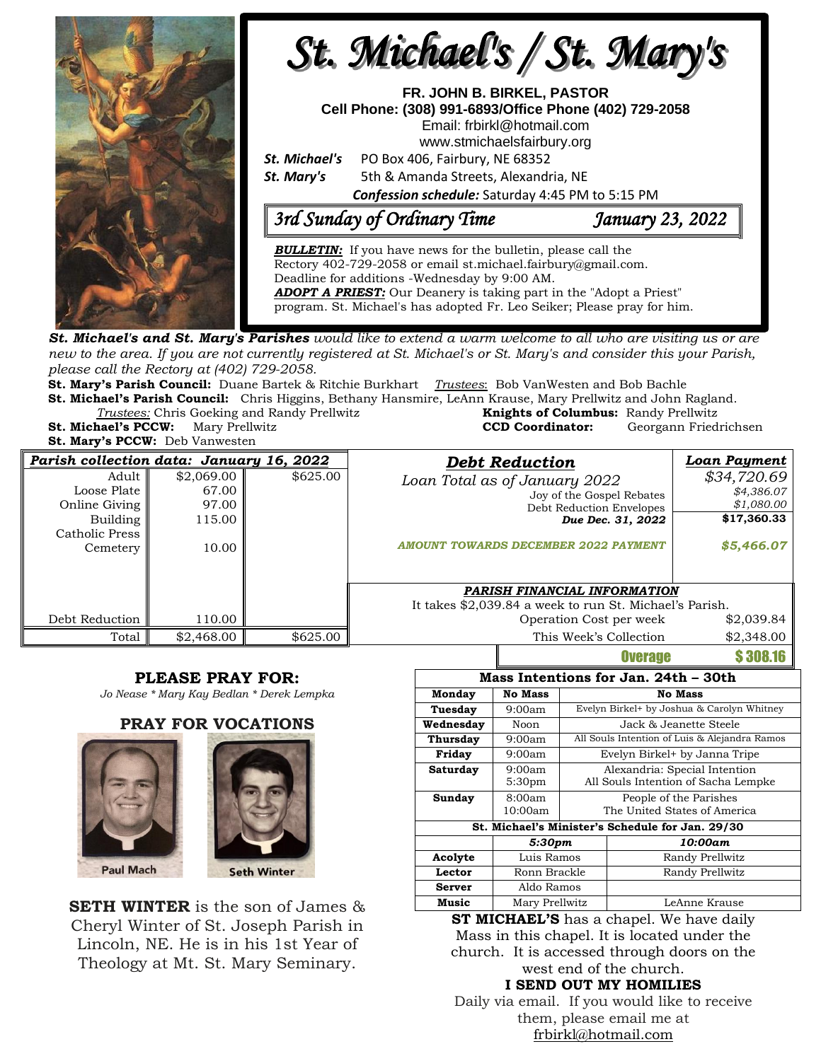# St. Michael's / St. Mary's

**FR. JOHN B. BIRKEL, PASTOR**
**Cell Phone: (308) 991-6893/Office Phone (402) 729-2058**
Email: frbirkl@hotmail.com
www.stmichaelsfairbury.org

***St. Michael's*** PO Box 406, Fairbury, NE 68352
***St. Mary's*** 5th & Amanda Streets, Alexandria, NE
***Confession schedule:*** Saturday 4:45 PM to 5:15 PM

## *3rd Sunday of Ordinary Time* — *January 23, 2022*

***BULLETIN:*** If you have news for the bulletin, please call the Rectory 402-729-2058 or email st.michael.fairbury@gmail.com. Deadline for additions -Wednesday by 9:00 AM.
***ADOPT A PRIEST:*** Our Deanery is taking part in the "Adopt a Priest" program. St. Michael's has adopted Fr. Leo Seiker; Please pray for him.

***St. Michael's and St. Mary's Parishes*** *would like to extend a warm welcome to all who are visiting us or are new to the area. If you are not currently registered at St. Michael's or St. Mary's and consider this your Parish, please call the Rectory at (402) 729-2058.*

**St. Mary's Parish Council:** Duane Bartek & Ritchie Burkhart *Trustees*: Bob VanWesten and Bob Bachle
**St. Michael's Parish Council:** Chris Higgins, Bethany Hansmire, LeAnn Krause, Mary Prellwitz and John Ragland.
*Trustees:* Chris Goeking and Randy Prellwitz
**Knights of Columbus:** Randy Prellwitz
**St. Michael's PCCW:** Mary Prellwitz
**CCD Coordinator:** Georgann Friedrichsen
**St. Mary's PCCW:** Deb Vanwesten

| ***Parish collection data: January 16, 2022*** | | |
|---|---|---|
| Adult | $2,069.00 | $625.00 |
| Loose Plate | 67.00 | |
| Online Giving | 97.00 | |
| Building | 115.00 | |
| Catholic Press | | |
| Cemetery | 10.00 | |
| Debt Reduction | 110.00 | |
| Total | $2,468.00 | $625.00 |

| ***Debt Reduction*** | ***Loan Payment*** |
|---|---|
| *Loan Total as of January 2022* | *$34,720.69* |
| Joy of the Gospel Rebates | *$4,386.07* |
| Debt Reduction Envelopes | *$1,080.00* |
| ***Due Dec. 31, 2022*** | **$17,360.33** |
| ***AMOUNT TOWARDS DECEMBER 2022 PAYMENT*** | ***$5,466.07*** |

***PARISH FINANCIAL INFORMATION***
It takes $2,039.84 a week to run St. Michael's Parish.

| | |
|---|---|
| Operation Cost per week | $2,039.84 |
| This Week's Collection | $2,348.00 |
| **Overage** | **$ 308.16** |

### PLEASE PRAY FOR:
*Jo Nease * Mary Kay Bedlan * Derek Lempka*

### PRAY FOR VOCATIONS

Paul Mach

Seth Winter

**SETH WINTER** is the son of James & Cheryl Winter of St. Joseph Parish in Lincoln, NE. He is in his 1st Year of Theology at Mt. St. Mary Seminary.

| **Mass Intentions for Jan. 24th – 30th** | | |
|---|---|---|
| **Monday** | **No Mass** | **No Mass** |
| **Tuesday** | 9:00am | Evelyn Birkel+ by Joshua & Carolyn Whitney |
| **Wednesday** | Noon | Jack & Jeanette Steele |
| **Thursday** | 9:00am | All Souls Intention of Luis & Alejandra Ramos |
| **Friday** | 9:00am | Evelyn Birkel+ by Janna Tripe |
| **Saturday** | 9:00am<br>5:30pm | Alexandria: Special Intention<br>All Souls Intention of Sacha Lempke |
| **Sunday** | 8:00am<br>10:00am | People of the Parishes<br>The United States of America |

| **St. Michael's Minister's Schedule for Jan. 29/30** | | |
|---|---|---|
| | ***5:30pm*** | ***10:00am*** |
| **Acolyte** | Luis Ramos | Randy Prellwitz |
| **Lector** | Ronn Brackle | Randy Prellwitz |
| **Server** | Aldo Ramos | |
| **Music** | Mary Prellwitz | LeAnne Krause |

**ST MICHAEL'S** has a chapel. We have daily Mass in this chapel. It is located under the church. It is accessed through doors on the west end of the church.

**I SEND OUT MY HOMILIES**
Daily via email. If you would like to receive them, please email me at frbirkl@hotmail.com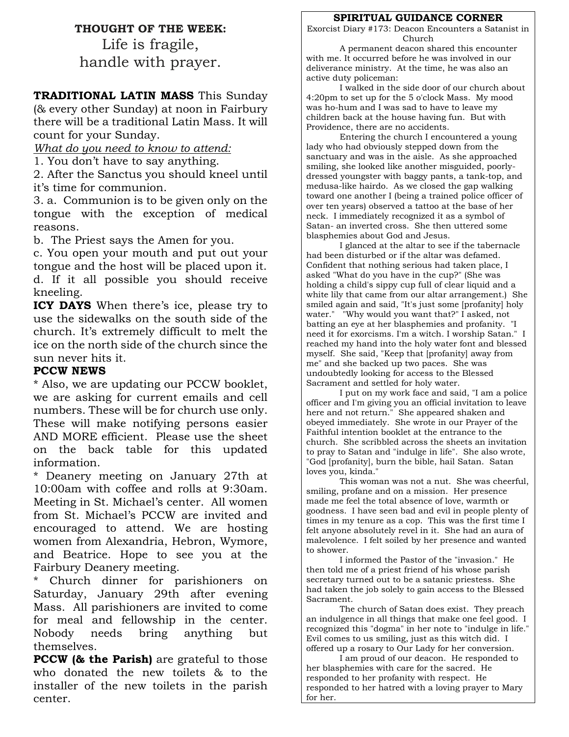**THOUGHT OF THE WEEK:**

Life is fragile,
handle with prayer.

**TRADITIONAL LATIN MASS** This Sunday (& every other Sunday) at noon in Fairbury there will be a traditional Latin Mass. It will count for your Sunday.

*What do you need to know to attend:*

1. You don't have to say anything.
2. After the Sanctus you should kneel until it's time for communion.
3. a. Communion is to be given only on the tongue with the exception of medical reasons.
   b. The Priest says the Amen for you.
   c. You open your mouth and put out your tongue and the host will be placed upon it.
   d. If it all possible you should receive kneeling.

**ICY DAYS** When there's ice, please try to use the sidewalks on the south side of the church. It's extremely difficult to melt the ice on the north side of the church since the sun never hits it.

**PCCW NEWS**

* Also, we are updating our PCCW booklet, we are asking for current emails and cell numbers. These will be for church use only. These will make notifying persons easier AND MORE efficient. Please use the sheet on the back table for this updated information.

* Deanery meeting on January 27th at 10:00am with coffee and rolls at 9:30am. Meeting in St. Michael's center. All women from St. Michael's PCCW are invited and encouraged to attend. We are hosting women from Alexandria, Hebron, Wymore, and Beatrice. Hope to see you at the Fairbury Deanery meeting.

* Church dinner for parishioners on Saturday, January 29th after evening Mass. All parishioners are invited to come for meal and fellowship in the center. Nobody needs bring anything but themselves.

**PCCW (& the Parish)** are grateful to those who donated the new toilets & to the installer of the new toilets in the parish center.

**SPIRITUAL GUIDANCE CORNER**

Exorcist Diary #173: Deacon Encounters a Satanist in Church

A permanent deacon shared this encounter with me. It occurred before he was involved in our deliverance ministry. At the time, he was also an active duty policeman:

I walked in the side door of our church about 4:20pm to set up for the 5 o'clock Mass. My mood was ho-hum and I was sad to have to leave my children back at the house having fun. But with Providence, there are no accidents.

Entering the church I encountered a young lady who had obviously stepped down from the sanctuary and was in the aisle. As she approached smiling, she looked like another misguided, poorly-dressed youngster with baggy pants, a tank-top, and medusa-like hairdo. As we closed the gap walking toward one another I (being a trained police officer of over ten years) observed a tattoo at the base of her neck. I immediately recognized it as a symbol of Satan- an inverted cross. She then uttered some blasphemies about God and Jesus.

I glanced at the altar to see if the tabernacle had been disturbed or if the altar was defamed. Confident that nothing serious had taken place, I asked "What do you have in the cup?" (She was holding a child's sippy cup full of clear liquid and a white lily that came from our altar arrangement.) She smiled again and said, "It's just some [profanity] holy water." "Why would you want that?" I asked, not batting an eye at her blasphemies and profanity. "I need it for exorcisms. I'm a witch. I worship Satan." I reached my hand into the holy water font and blessed myself. She said, "Keep that [profanity] away from me" and she backed up two paces. She was undoubtedly looking for access to the Blessed Sacrament and settled for holy water.

I put on my work face and said, "I am a police officer and I'm giving you an official invitation to leave here and not return." She appeared shaken and obeyed immediately. She wrote in our Prayer of the Faithful intention booklet at the entrance to the church. She scribbled across the sheets an invitation to pray to Satan and "indulge in life". She also wrote, "God [profanity], burn the bible, hail Satan. Satan loves you, kinda."

This woman was not a nut. She was cheerful, smiling, profane and on a mission. Her presence made me feel the total absence of love, warmth or goodness. I have seen bad and evil in people plenty of times in my tenure as a cop. This was the first time I felt anyone absolutely revel in it. She had an aura of malevolence. I felt soiled by her presence and wanted to shower.

I informed the Pastor of the "invasion." He then told me of a priest friend of his whose parish secretary turned out to be a satanic priestess. She had taken the job solely to gain access to the Blessed Sacrament.

The church of Satan does exist. They preach an indulgence in all things that make one feel good. I recognized this "dogma" in her note to "indulge in life." Evil comes to us smiling, just as this witch did. I offered up a rosary to Our Lady for her conversion.

I am proud of our deacon. He responded to her blasphemies with care for the sacred. He responded to her profanity with respect. He responded to her hatred with a loving prayer to Mary for her.